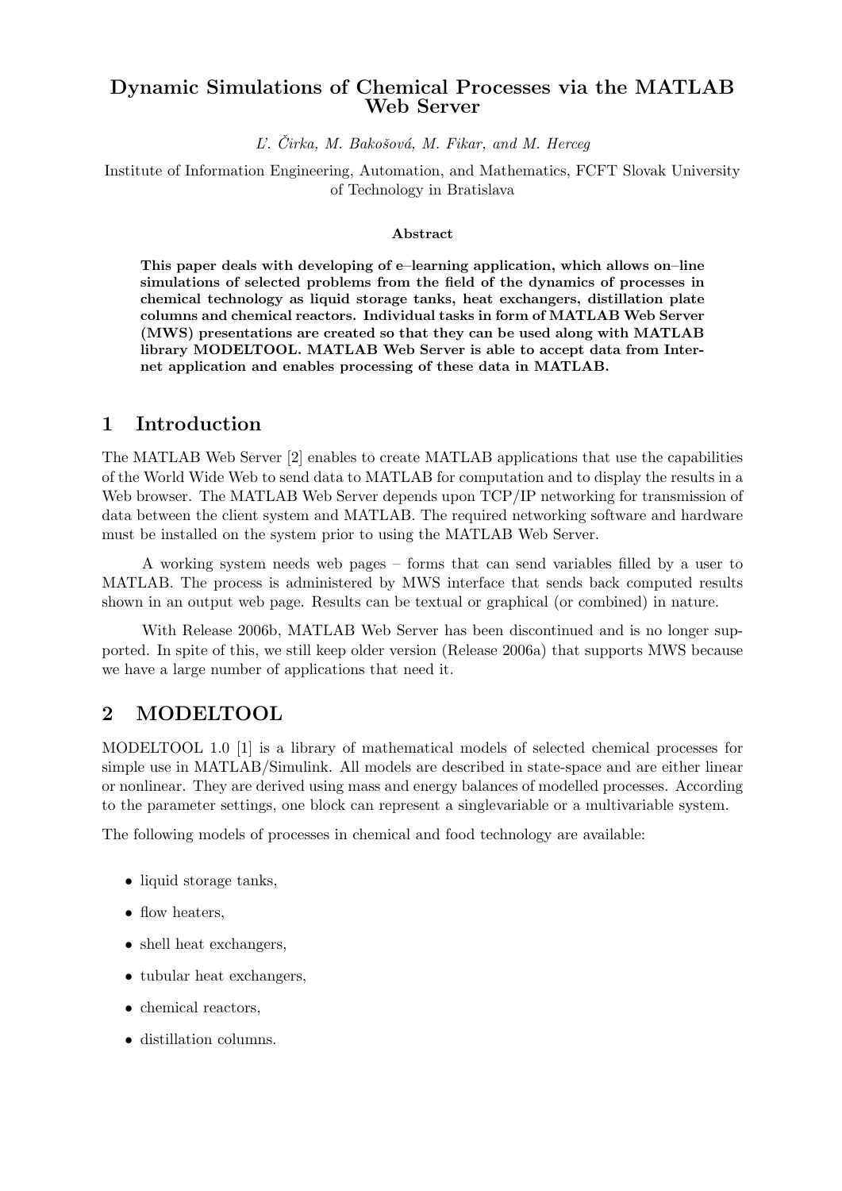# Dynamic Simulations of Chemical Processes via the MATLAB Web Server

*Ľ. Čirka, M. Bakošová, M. Fikar, and M. Herceg*

Institute of Information Engineering, Automation, and Mathematics, FCFT Slovak University of Technology in Bratislava

**Abstract**

**This paper deals with developing of e–learning application, which allows on–line simulations of selected problems from the field of the dynamics of processes in chemical technology as liquid storage tanks, heat exchangers, distillation plate columns and chemical reactors. Individual tasks in form of MATLAB Web Server (MWS) presentations are created so that they can be used along with MATLAB library MODELTOOL. MATLAB Web Server is able to accept data from Internet application and enables processing of these data in MATLAB.**

## 1 Introduction

The MATLAB Web Server [2] enables to create MATLAB applications that use the capabilities of the World Wide Web to send data to MATLAB for computation and to display the results in a Web browser. The MATLAB Web Server depends upon TCP/IP networking for transmission of data between the client system and MATLAB. The required networking software and hardware must be installed on the system prior to using the MATLAB Web Server.

A working system needs web pages – forms that can send variables filled by a user to MATLAB. The process is administered by MWS interface that sends back computed results shown in an output web page. Results can be textual or graphical (or combined) in nature.

With Release 2006b, MATLAB Web Server has been discontinued and is no longer supported. In spite of this, we still keep older version (Release 2006a) that supports MWS because we have a large number of applications that need it.

## 2 MODELTOOL

MODELTOOL 1.0 [1] is a library of mathematical models of selected chemical processes for simple use in MATLAB/Simulink. All models are described in state-space and are either linear or nonlinear. They are derived using mass and energy balances of modelled processes. According to the parameter settings, one block can represent a singlevariable or a multivariable system.

The following models of processes in chemical and food technology are available:

- liquid storage tanks,
- flow heaters,
- shell heat exchangers,
- tubular heat exchangers,
- chemical reactors,
- distillation columns.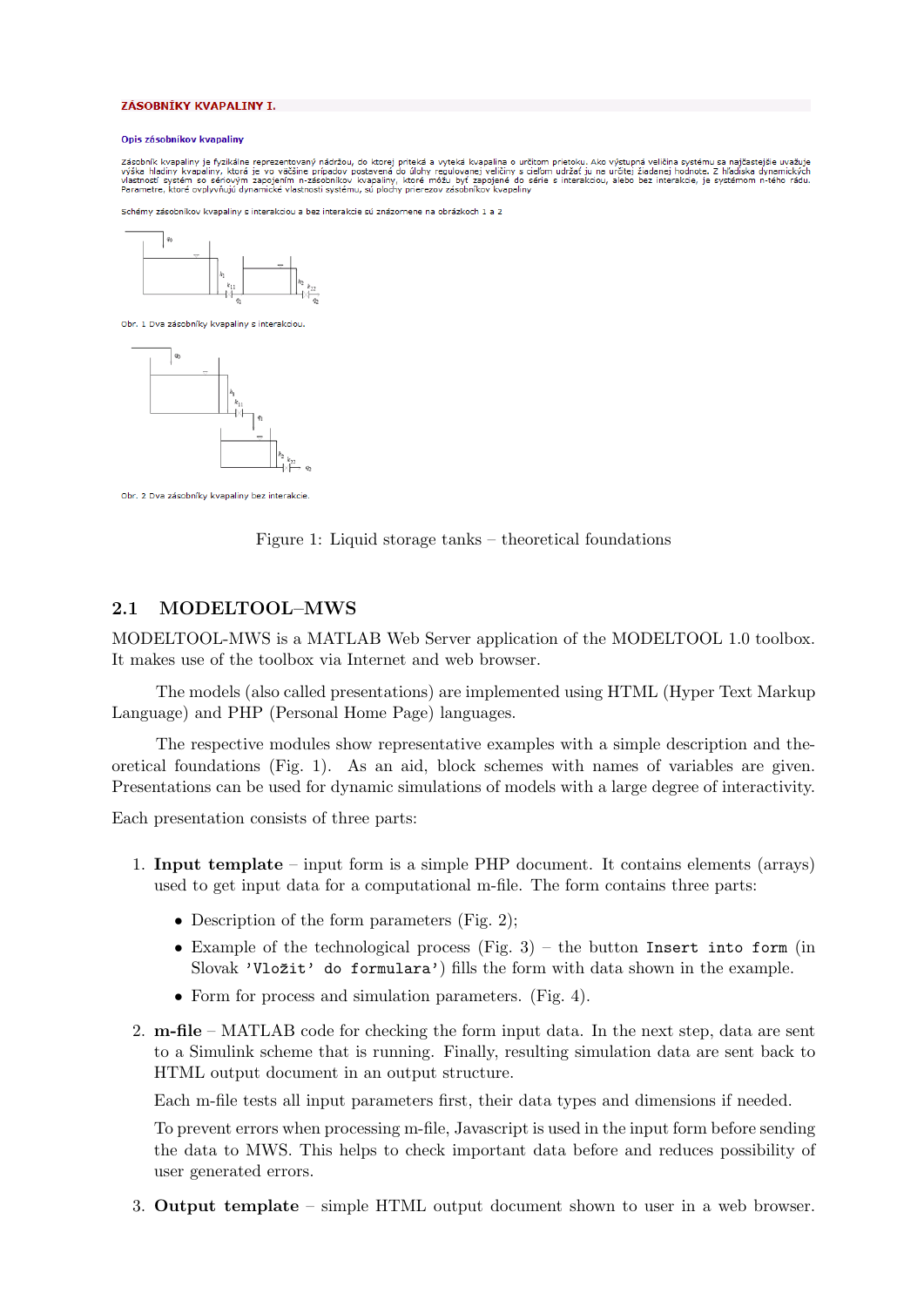ZÁSOBNÍKY KVAPALINY I.

Opis zásobníkov kvapaliny

Zásobník kvapaliny je fyzikálne reprezentovaný nádržou, do ktorej priteká a vyteká kvapalina o určitom prietoku. Ako výstupná veličina systému sa najčastejšie uvažuje výška hladiny kvapaliny, ktorá je vo väčšine prípadov postavená do úlohy regulovanej veličiny s cieľom udržať ju na určitej žiadanej hodnote. Z hľadiska dynamických vlastností systém so sériovým zapojením n-zásobníkov kvapaliny, ktoré môžu byť zapojené do série s interakciou, alebo bez interakcie, je systémom n-tého rádu. Parametre, ktoré ovplyvňujú dynamické vlastnosti systému, sú plochy prierezov zásobníkov kvapaliny

Schémy zásobníkov kvapaliny s interakciou a bez interakcie sú znázornené na obrázkoch 1 a 2

Obr. 1 Dva zásobníky kvapaliny s interakciou.

Obr. 2 Dva zásobníky kvapaliny bez interakcie.

Figure 1: Liquid storage tanks – theoretical foundations

## 2.1 MODELTOOL–MWS

MODELTOOL-MWS is a MATLAB Web Server application of the MODELTOOL 1.0 toolbox. It makes use of the toolbox via Internet and web browser.

The models (also called presentations) are implemented using HTML (Hyper Text Markup Language) and PHP (Personal Home Page) languages.

The respective modules show representative examples with a simple description and theoretical foundations (Fig. 1). As an aid, block schemes with names of variables are given. Presentations can be used for dynamic simulations of models with a large degree of interactivity.

Each presentation consists of three parts:

1. **Input template** – input form is a simple PHP document. It contains elements (arrays) used to get input data for a computational m-file. The form contains three parts:
   - Description of the form parameters (Fig. 2);
   - Example of the technological process (Fig. 3) – the button `Insert into form` (in Slovak `'Vložit' do formulara'`) fills the form with data shown in the example.
   - Form for process and simulation parameters. (Fig. 4).
2. **m-file** – MATLAB code for checking the form input data. In the next step, data are sent to a Simulink scheme that is running. Finally, resulting simulation data are sent back to HTML output document in an output structure.

   Each m-file tests all input parameters first, their data types and dimensions if needed.

   To prevent errors when processing m-file, Javascript is used in the input form before sending the data to MWS. This helps to check important data before and reduces possibility of user generated errors.
3. **Output template** – simple HTML output document shown to user in a web browser.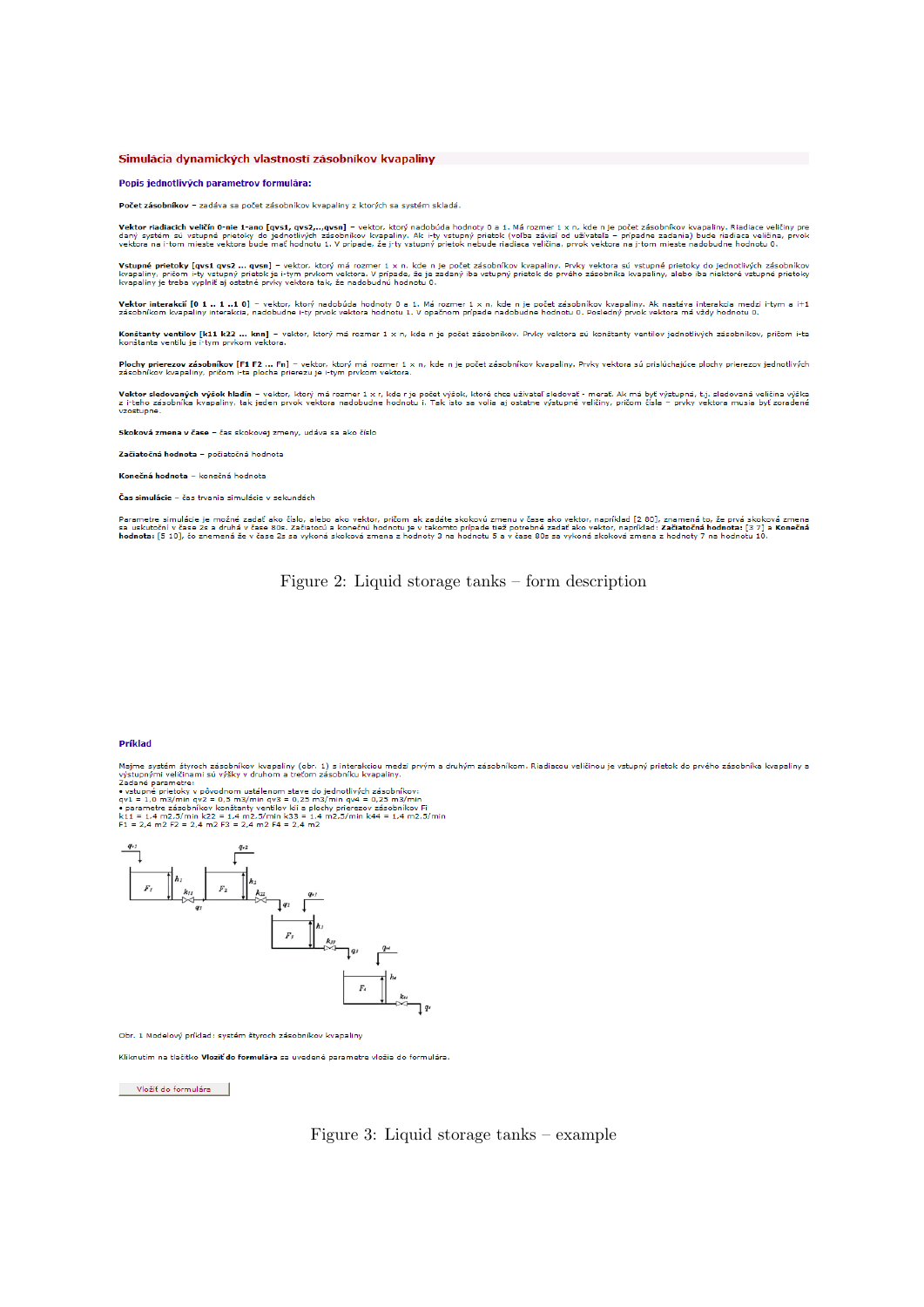## Simulácia dynamických vlastností zásobníkov kvapaliny

### Popis jednotlivých parametrov formulára:

**Počet zásobníkov** – zadáva sa počet zásobníkov kvapaliny z ktorých sa systém skladá.

**Vektor riadiacich veličín 0-nie 1-áno [qvs1, qvs2,..,qvsn]** – vektor, ktorý nadobúda hodnoty 0 a 1. Má rozmer 1 x n, kde n je počet zásobníkov kvapaliny. Riadiace veličiny pre daný systém sú vstupné prietoky do jednotlivých zásobníkov kvapaliny. Ak i-ty vstupný prietok (volba závisí od užívateľa – prípadne zadania) bude riadiaca veličina, prvok vektora na i-tom mieste vektora bude mať hodnotu 1. V prípade, že j-ty vstupný prietok nebude riadiaca veličina, prvok vektora na j-tom mieste nadobudne hodnotu 0.

**Vstupné prietoky [qvs1 qvs2 ... qvsn]** – vektor, ktorý má rozmer 1 x n, kde n je počet zásobníkov kvapaliny. Prvky vektora sú vstupné prietoky do jednotlivých zásobníkov kvapaliny, pričom i-ty vstupný prietok je i-tym prvkom vektora. V prípade, že je zadaný iba vstupný prietok do prvého zásobníka kvapaliny, alebo iba niektoré vstupné prietoky kvapaliny je treba vyplniť aj ostatné prvky vektora tak, že nadobudnú hodnotu 0.

**Vektor interakcií [0 1 .. 1 ..1 0]** – vektor, ktorý nadobúda hodnoty 0 a 1. Má rozmer 1 x n, kde n je počet zásobníkov kvapaliny. Ak nastáva interakcia medzi i-tym a i+1 zásobníkom kvapaliny interakcia, nadobudne i-ty prvok vektora hodnotu 1. V opačnom prípade nadobudne hodnotu 0. Posledný prvok vektora má vždy hodnotu 0.

**Konštanty ventilov [k11 k22 ... knn]** – vektor, ktorý má rozmer 1 x n, kde n je počet zásobníkov. Prvky vektora sú konštanty ventilov jednotlivých zásobníkov, pričom i-ta konštante ventilu je i-tym prvkom vektora.

**Plochy prierezov zásobníkov [F1 F2 ... Fn]** – vektor, ktorý má rozmer 1 x n, kde n je počet zásobníkov kvapaliny. Prvky vektora sú prislúchajúce plochy prierezov jednotlivých zásobníkov kvapaliny, pričom i-ta plocha prierezu je i-tym prvkom vektora.

**Vektor sledovaných výšok hladín** – vektor, ktorý má rozmer 1 x r, kde r je počet výšok, ktoré chce užívateľ sledovať - merať. Ak má byť výstupná, t.j. sledovaná veličina výška z i-teho zásobníka kvapaliny, tak jeden prvok vektora nadobudne hodnotu i. Tak isto sa volia aj ostatné výstupné veličiny, pričom čísla – prvky vektora musia byť zoradené vzostupne.

**Skoková zmena v čase** – čas skokovej zmeny, udáva sa ako číslo

**Začiatočná hodnota** – počiatočná hodnota

**Konečná hodnota** – konečná hodnota

**Čas simulácie** – čas trvania simulácie v sekundách

Parametre simulácie je možné zadať ako číslo, alebo ako vektor, pričom ak zadáte skokovú zmenu v čase ako vektor, napríklad [2 80], znamená to, že prvá skoková zmena sa uskutoční v čase 2s a druhá v čase 80s. Začiatočná a konečná hodnota je v takomto prípade tiež potrebné zadať ako vektor, napríklad: **Začiatočná hodnota:** [3 7] a **Konečná hodnota:** [5 10], čo znamená že v čase 2s sa vykoná skoková zmena z hodnoty 3 na hodnotu 5 a v čase 80s sa vykoná skoková zmena z hodnoty 7 na hodnotu 10.

Figure 2: Liquid storage tanks – form description

### Príklad

Majme systém štyroch zásobníkov kvapaliny (obr. 1) s interakciou medzi prvým a druhým zásobníkom. Riadiacou veličinou je vstupný prietok do prvého zásobníka kvapaliny a výstupnými veličinami sú výšky v druhom a treťom zásobníku kvapaliny.
Zadané parametre:
• vstupné prietoky v pôvodnom ustálenom stave do jednotlivých zásobníkov:
qv1 = 1,0 m3/min qv2 = 0,5 m3/min qv3 = 0,25 m3/min qv4 = 0,25 m3/min
• parametre zásobníkov konštanty ventilov kii a plochy prierezov zásobníkov Fi
k11 = 1,4 m2.5/min k22 = 1,4 m2.5/min k33 = 1,4 m2.5/min k44 = 1,4 m2.5/min
F1 = 2,4 m2 F2 = 2,4 m2 F3 = 2,4 m2 F4 = 2,4 m2

Obr. 1 Modelový príklad: systém štyroch zásobníkov kvapaliny

Kliknutím na tlačítko **Vložiť do formulára** sa uvedené parametre vložia do formulára.

Vložiť do formulára

Figure 3: Liquid storage tanks – example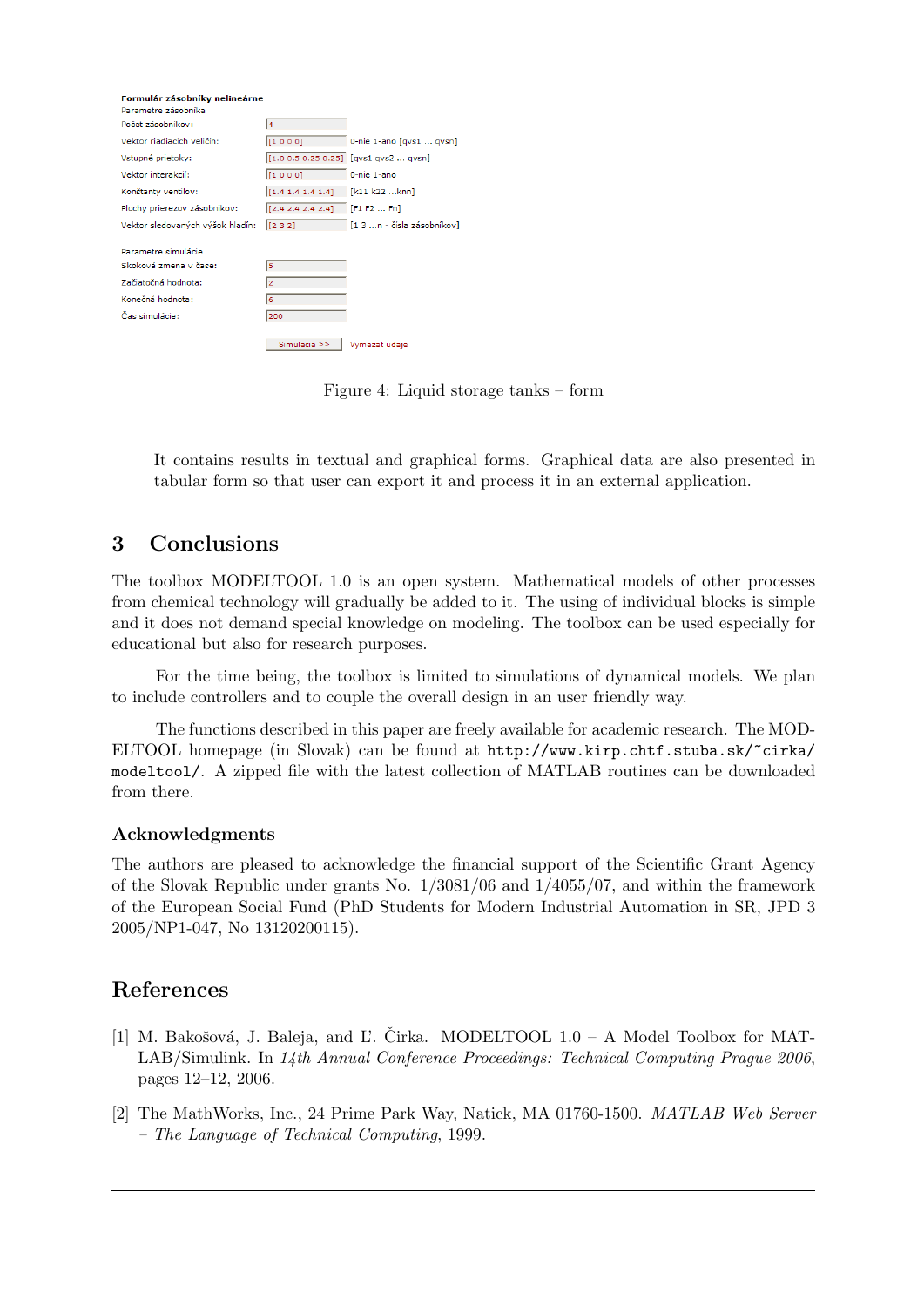**Formulár zásobníky nelineárne**

Parametre zásobníka

| | | |
|---|---|---|
| Počet zásobníkov: | 4 | |
| Vektor riadiacich veličín: | [1 0 0 0] | 0-nie 1-ano [qvs1 ... qvsn] |
| Vstupné prietoky: | [1.0 0.5 0.25 0.25] | [qvs1 qvs2 ... qvsn] |
| Vektor interakcií: | [1 0 0 0] | 0-nie 1-ano |
| Konštanty ventilov: | [1.4 1.4 1.4 1.4] | [k11 k22 ...knn] |
| Plochy prierezov zásobníkov: | [2.4 2.4 2.4 2.4] | [F1 F2 ... Fn] |
| Vektor sledovaných výšok hladín: | [2 3 2] | [1 3 ...n - čísla zásobníkov] |

Parametre simulácie

| | |
|---|---|
| Skoková zmena v čase: | 5 |
| Začiatočná hodnota: | 2 |
| Konečná hodnota: | 6 |
| Čas simulácie: | 200 |

Simulácia >> Vymazať údaje

Figure 4: Liquid storage tanks – form

It contains results in textual and graphical forms. Graphical data are also presented in tabular form so that user can export it and process it in an external application.

## 3 Conclusions

The toolbox MODELTOOL 1.0 is an open system. Mathematical models of other processes from chemical technology will gradually be added to it. The using of individual blocks is simple and it does not demand special knowledge on modeling. The toolbox can be used especially for educational but also for research purposes.

For the time being, the toolbox is limited to simulations of dynamical models. We plan to include controllers and to couple the overall design in an user friendly way.

The functions described in this paper are freely available for academic research. The MODELTOOL homepage (in Slovak) can be found at `http://www.kirp.chtf.stuba.sk/~cirka/modeltool/`. A zipped file with the latest collection of MATLAB routines can be downloaded from there.

### Acknowledgments

The authors are pleased to acknowledge the financial support of the Scientific Grant Agency of the Slovak Republic under grants No. 1/3081/06 and 1/4055/07, and within the framework of the European Social Fund (PhD Students for Modern Industrial Automation in SR, JPD 3 2005/NP1-047, No 13120200115).

## References

[1] M. Bakošová, J. Baleja, and Ľ. Čirka. MODELTOOL 1.0 – A Model Toolbox for MATLAB/Simulink. In *14th Annual Conference Proceedings: Technical Computing Prague 2006*, pages 12–12, 2006.

[2] The MathWorks, Inc., 24 Prime Park Way, Natick, MA 01760-1500. *MATLAB Web Server – The Language of Technical Computing*, 1999.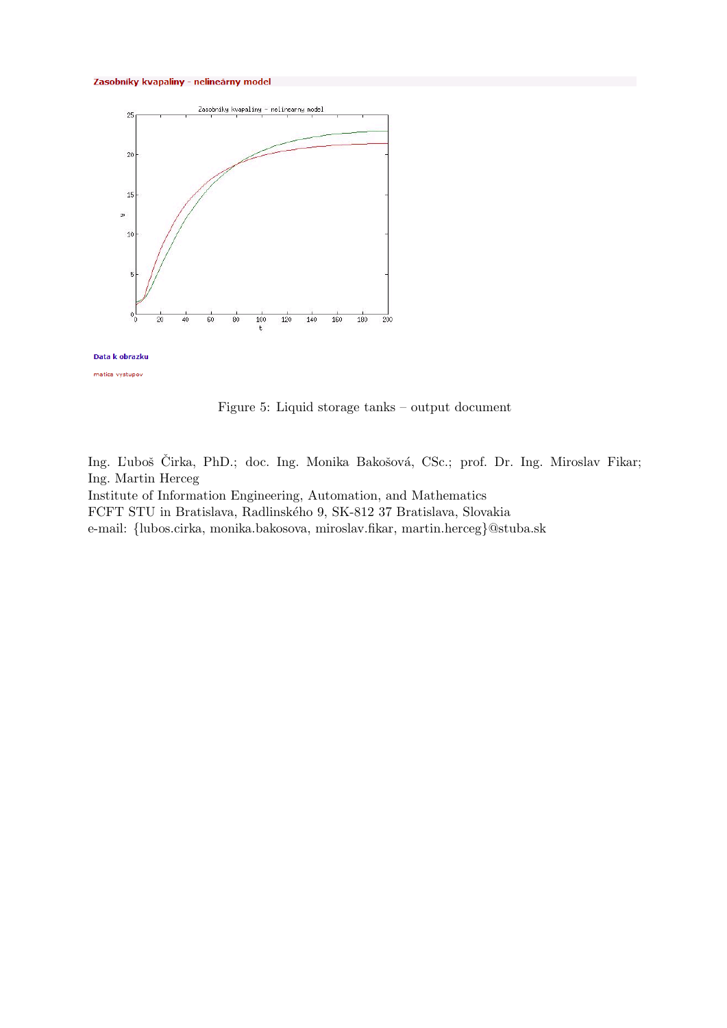Zasobniky kvapaliny - nelineárny model

Zasobniky kvapaliny - nelinearny model

25

20

15

10

5

0

y

0 20 40 60 80 100 120 140 160 180 200

t

Data k obrazku

matica vystupov

Figure 5: Liquid storage tanks – output document

Ing. Ľuboš Čirka, PhD.; doc. Ing. Monika Bakošová, CSc.; prof. Dr. Ing. Miroslav Fikar; Ing. Martin Herceg
Institute of Information Engineering, Automation, and Mathematics
FCFT STU in Bratislava, Radlinského 9, SK-812 37 Bratislava, Slovakia
e-mail: {lubos.cirka, monika.bakosova, miroslav.fikar, martin.herceg}@stuba.sk